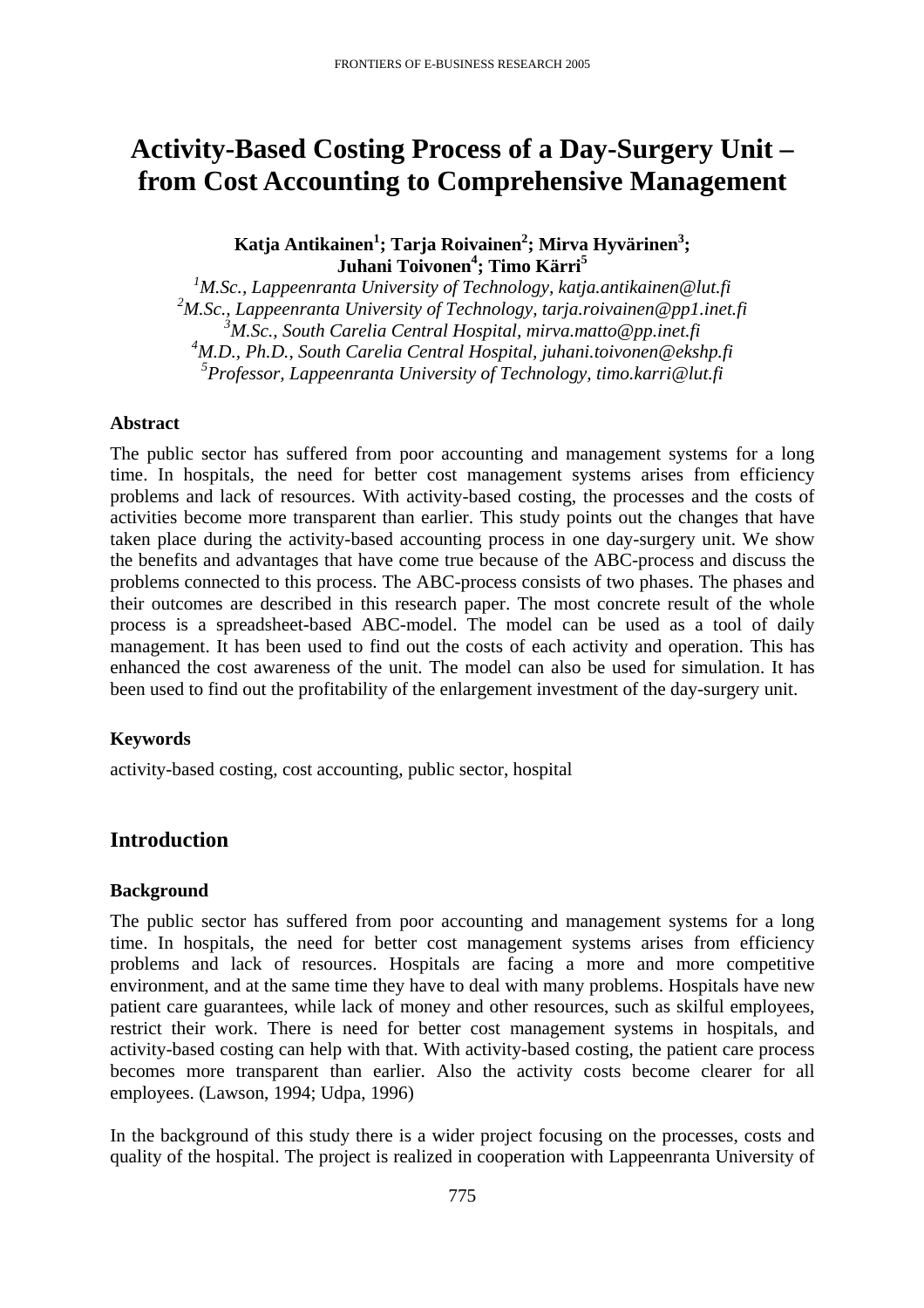# Activity-Based Costing Process of a Day-Surgery Unit – from Cost Accounting to Comprehensive Management

**Katja Antikainen[1]; Tarja Roivainen[2]; Mirva Hyvärinen[3]; Juhani Toivonen[4]; Timo Kärri[5]**

[1]*M.Sc., Lappeenranta University of Technology, katja.antikainen@lut.fi*
[2]*M.Sc., Lappeenranta University of Technology, tarja.roivainen@pp1.inet.fi*
[3]*M.Sc., South Carelia Central Hospital, mirva.matto@pp.inet.fi*
[4]*M.D., Ph.D., South Carelia Central Hospital, juhani.toivonen@ekshp.fi*
[5]*Professor, Lappeenranta University of Technology, timo.karri@lut.fi*

### Abstract

The public sector has suffered from poor accounting and management systems for a long time. In hospitals, the need for better cost management systems arises from efficiency problems and lack of resources. With activity-based costing, the processes and the costs of activities become more transparent than earlier. This study points out the changes that have taken place during the activity-based accounting process in one day-surgery unit. We show the benefits and advantages that have come true because of the ABC-process and discuss the problems connected to this process. The ABC-process consists of two phases. The phases and their outcomes are described in this research paper. The most concrete result of the whole process is a spreadsheet-based ABC-model. The model can be used as a tool of daily management. It has been used to find out the costs of each activity and operation. This has enhanced the cost awareness of the unit. The model can also be used for simulation. It has been used to find out the profitability of the enlargement investment of the day-surgery unit.

### Keywords

activity-based costing, cost accounting, public sector, hospital

## Introduction

### Background

The public sector has suffered from poor accounting and management systems for a long time. In hospitals, the need for better cost management systems arises from efficiency problems and lack of resources. Hospitals are facing a more and more competitive environment, and at the same time they have to deal with many problems. Hospitals have new patient care guarantees, while lack of money and other resources, such as skilful employees, restrict their work. There is need for better cost management systems in hospitals, and activity-based costing can help with that. With activity-based costing, the patient care process becomes more transparent than earlier. Also the activity costs become clearer for all employees. (Lawson, 1994; Udpa, 1996)

In the background of this study there is a wider project focusing on the processes, costs and quality of the hospital. The project is realized in cooperation with Lappeenranta University of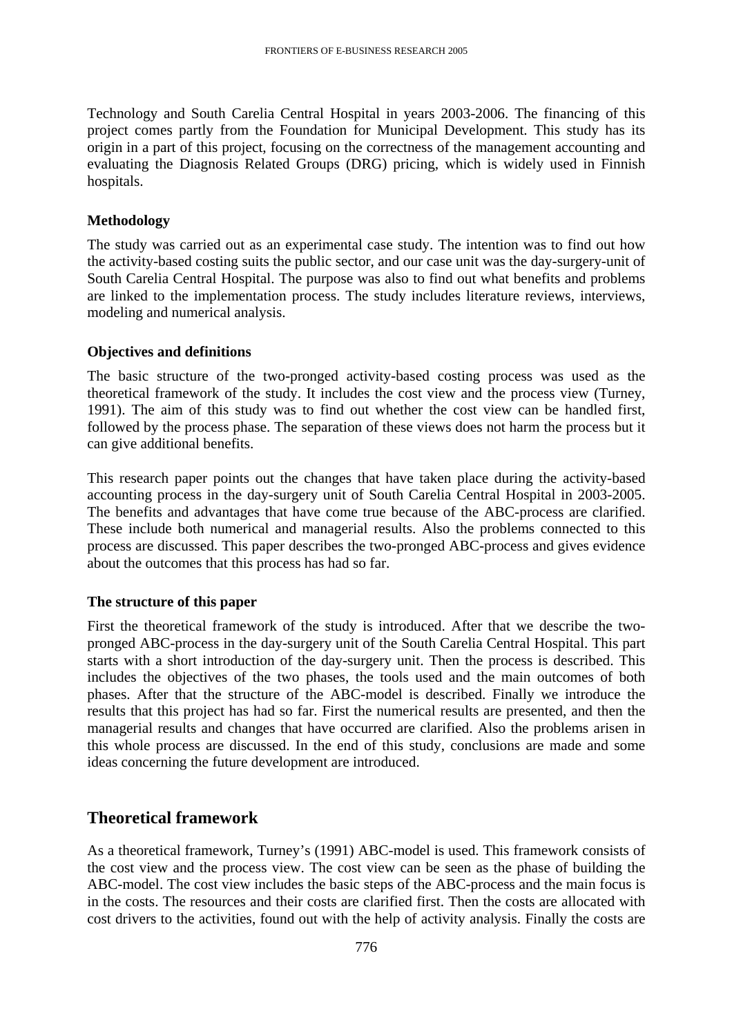Technology and South Carelia Central Hospital in years 2003-2006. The financing of this project comes partly from the Foundation for Municipal Development. This study has its origin in a part of this project, focusing on the correctness of the management accounting and evaluating the Diagnosis Related Groups (DRG) pricing, which is widely used in Finnish hospitals.

### Methodology

The study was carried out as an experimental case study. The intention was to find out how the activity-based costing suits the public sector, and our case unit was the day-surgery-unit of South Carelia Central Hospital. The purpose was also to find out what benefits and problems are linked to the implementation process. The study includes literature reviews, interviews, modeling and numerical analysis.

### Objectives and definitions

The basic structure of the two-pronged activity-based costing process was used as the theoretical framework of the study. It includes the cost view and the process view (Turney, 1991). The aim of this study was to find out whether the cost view can be handled first, followed by the process phase. The separation of these views does not harm the process but it can give additional benefits.

This research paper points out the changes that have taken place during the activity-based accounting process in the day-surgery unit of South Carelia Central Hospital in 2003-2005. The benefits and advantages that have come true because of the ABC-process are clarified. These include both numerical and managerial results. Also the problems connected to this process are discussed. This paper describes the two-pronged ABC-process and gives evidence about the outcomes that this process has had so far.

### The structure of this paper

First the theoretical framework of the study is introduced. After that we describe the two-pronged ABC-process in the day-surgery unit of the South Carelia Central Hospital. This part starts with a short introduction of the day-surgery unit. Then the process is described. This includes the objectives of the two phases, the tools used and the main outcomes of both phases. After that the structure of the ABC-model is described. Finally we introduce the results that this project has had so far. First the numerical results are presented, and then the managerial results and changes that have occurred are clarified. Also the problems arisen in this whole process are discussed. In the end of this study, conclusions are made and some ideas concerning the future development are introduced.

## Theoretical framework

As a theoretical framework, Turney's (1991) ABC-model is used. This framework consists of the cost view and the process view. The cost view can be seen as the phase of building the ABC-model. The cost view includes the basic steps of the ABC-process and the main focus is in the costs. The resources and their costs are clarified first. Then the costs are allocated with cost drivers to the activities, found out with the help of activity analysis. Finally the costs are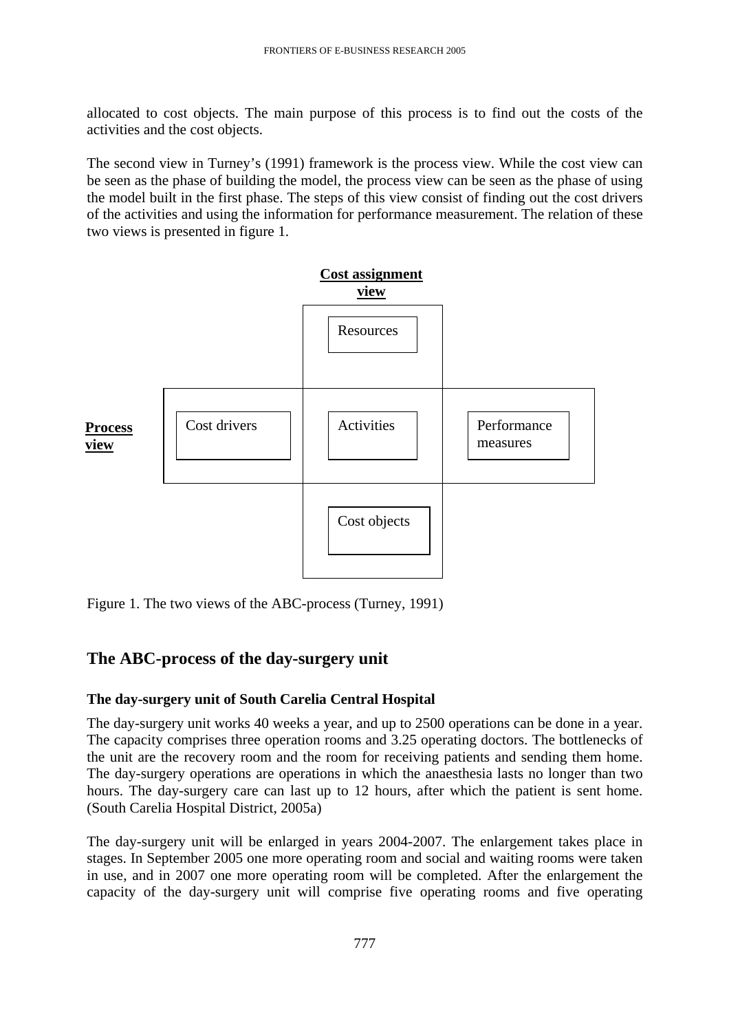allocated to cost objects. The main purpose of this process is to find out the costs of the activities and the cost objects.

The second view in Turney's (1991) framework is the process view. While the cost view can be seen as the phase of building the model, the process view can be seen as the phase of using the model built in the first phase. The steps of this view consist of finding out the cost drivers of the activities and using the information for performance measurement. The relation of these two views is presented in figure 1.

| | | **Cost assignment view** | |
|---|---|---|---|
| | | Resources | |
| **Process view** | Cost drivers | Activities | Performance measures |
| | | Cost objects | |

Figure 1. The two views of the ABC-process (Turney, 1991)

## The ABC-process of the day-surgery unit

### The day-surgery unit of South Carelia Central Hospital

The day-surgery unit works 40 weeks a year, and up to 2500 operations can be done in a year. The capacity comprises three operation rooms and 3.25 operating doctors. The bottlenecks of the unit are the recovery room and the room for receiving patients and sending them home. The day-surgery operations are operations in which the anaesthesia lasts no longer than two hours. The day-surgery care can last up to 12 hours, after which the patient is sent home. (South Carelia Hospital District, 2005a)

The day-surgery unit will be enlarged in years 2004-2007. The enlargement takes place in stages. In September 2005 one more operating room and social and waiting rooms were taken in use, and in 2007 one more operating room will be completed. After the enlargement the capacity of the day-surgery unit will comprise five operating rooms and five operating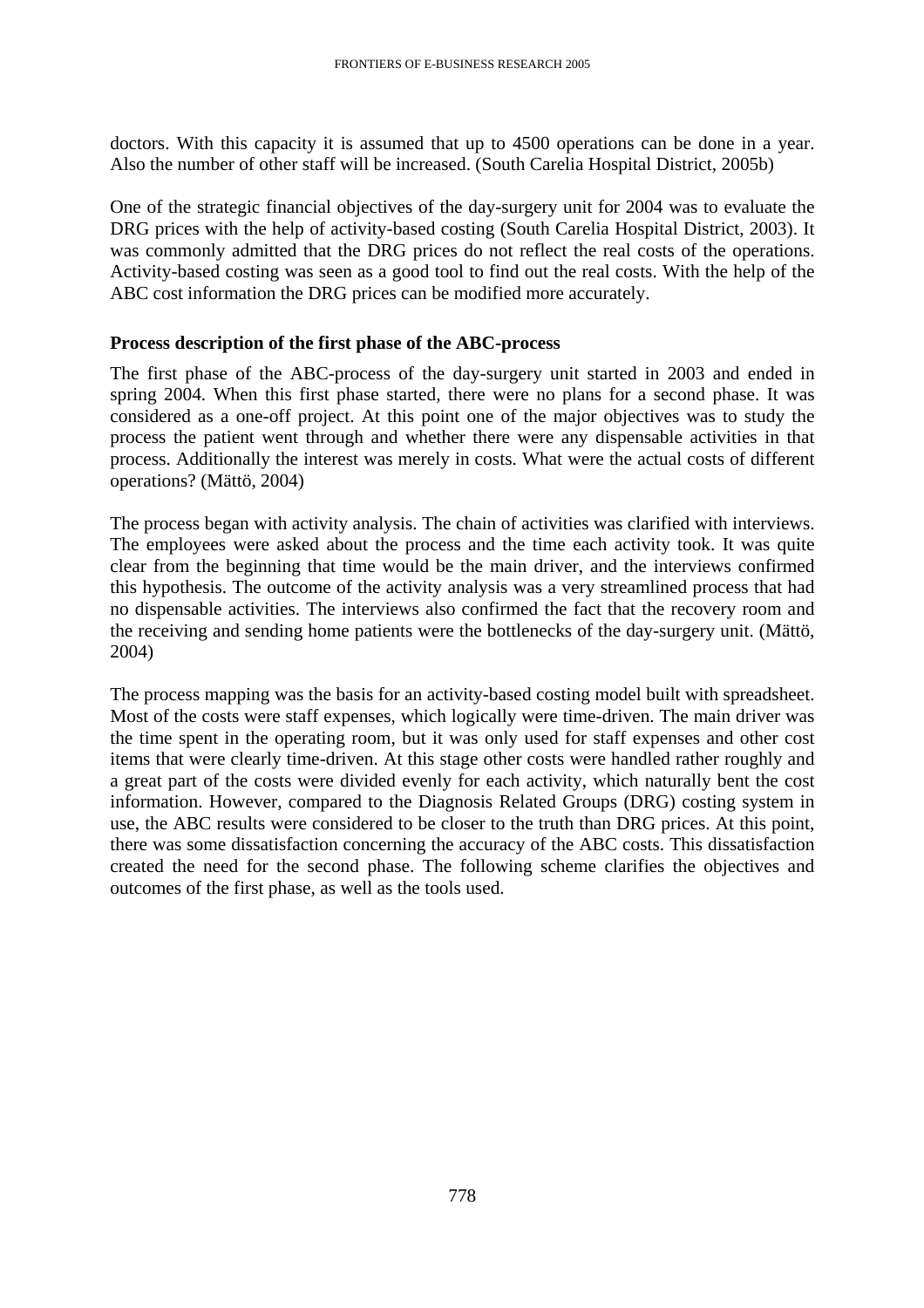doctors. With this capacity it is assumed that up to 4500 operations can be done in a year. Also the number of other staff will be increased. (South Carelia Hospital District, 2005b)

One of the strategic financial objectives of the day-surgery unit for 2004 was to evaluate the DRG prices with the help of activity-based costing (South Carelia Hospital District, 2003). It was commonly admitted that the DRG prices do not reflect the real costs of the operations. Activity-based costing was seen as a good tool to find out the real costs. With the help of the ABC cost information the DRG prices can be modified more accurately.

**Process description of the first phase of the ABC-process**

The first phase of the ABC-process of the day-surgery unit started in 2003 and ended in spring 2004. When this first phase started, there were no plans for a second phase. It was considered as a one-off project. At this point one of the major objectives was to study the process the patient went through and whether there were any dispensable activities in that process. Additionally the interest was merely in costs. What were the actual costs of different operations? (Mättö, 2004)

The process began with activity analysis. The chain of activities was clarified with interviews. The employees were asked about the process and the time each activity took. It was quite clear from the beginning that time would be the main driver, and the interviews confirmed this hypothesis. The outcome of the activity analysis was a very streamlined process that had no dispensable activities. The interviews also confirmed the fact that the recovery room and the receiving and sending home patients were the bottlenecks of the day-surgery unit. (Mättö, 2004)

The process mapping was the basis for an activity-based costing model built with spreadsheet. Most of the costs were staff expenses, which logically were time-driven. The main driver was the time spent in the operating room, but it was only used for staff expenses and other cost items that were clearly time-driven. At this stage other costs were handled rather roughly and a great part of the costs were divided evenly for each activity, which naturally bent the cost information. However, compared to the Diagnosis Related Groups (DRG) costing system in use, the ABC results were considered to be closer to the truth than DRG prices. At this point, there was some dissatisfaction concerning the accuracy of the ABC costs. This dissatisfaction created the need for the second phase. The following scheme clarifies the objectives and outcomes of the first phase, as well as the tools used.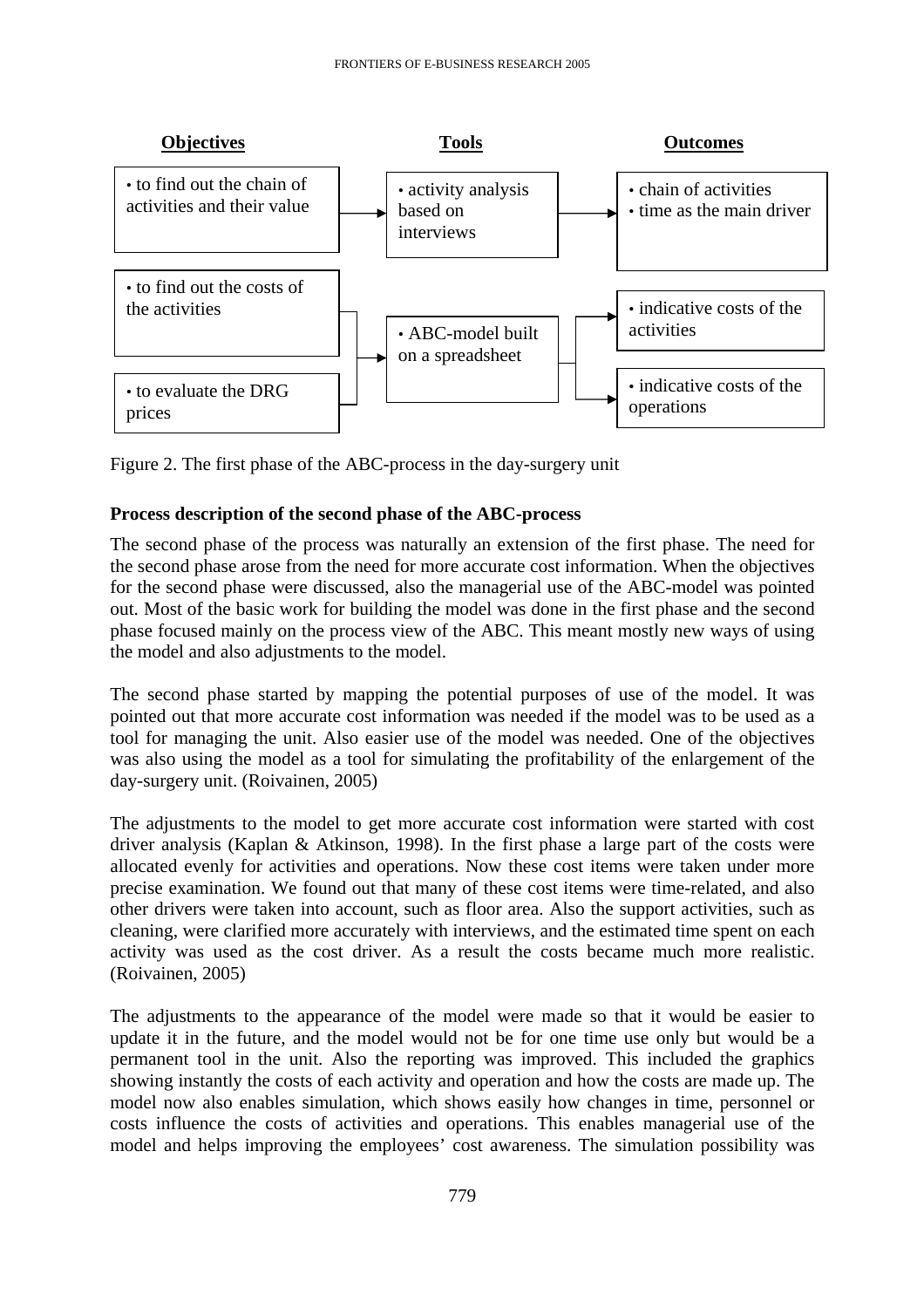| Objectives | Tools | Outcomes |
| --- | --- | --- |
| • to find out the chain of activities and their value | • activity analysis based on interviews | • chain of activities<br>• time as the main driver |
| • to find out the costs of the activities<br>• to evaluate the DRG prices | • ABC-model built on a spreadsheet | • indicative costs of the activities<br>• indicative costs of the operations |

Figure 2. The first phase of the ABC-process in the day-surgery unit

**Process description of the second phase of the ABC-process**

The second phase of the process was naturally an extension of the first phase. The need for the second phase arose from the need for more accurate cost information. When the objectives for the second phase were discussed, also the managerial use of the ABC-model was pointed out. Most of the basic work for building the model was done in the first phase and the second phase focused mainly on the process view of the ABC. This meant mostly new ways of using the model and also adjustments to the model.

The second phase started by mapping the potential purposes of use of the model. It was pointed out that more accurate cost information was needed if the model was to be used as a tool for managing the unit. Also easier use of the model was needed. One of the objectives was also using the model as a tool for simulating the profitability of the enlargement of the day-surgery unit. (Roivainen, 2005)

The adjustments to the model to get more accurate cost information were started with cost driver analysis (Kaplan & Atkinson, 1998). In the first phase a large part of the costs were allocated evenly for activities and operations. Now these cost items were taken under more precise examination. We found out that many of these cost items were time-related, and also other drivers were taken into account, such as floor area. Also the support activities, such as cleaning, were clarified more accurately with interviews, and the estimated time spent on each activity was used as the cost driver. As a result the costs became much more realistic. (Roivainen, 2005)

The adjustments to the appearance of the model were made so that it would be easier to update it in the future, and the model would not be for one time use only but would be a permanent tool in the unit. Also the reporting was improved. This included the graphics showing instantly the costs of each activity and operation and how the costs are made up. The model now also enables simulation, which shows easily how changes in time, personnel or costs influence the costs of activities and operations. This enables managerial use of the model and helps improving the employees' cost awareness. The simulation possibility was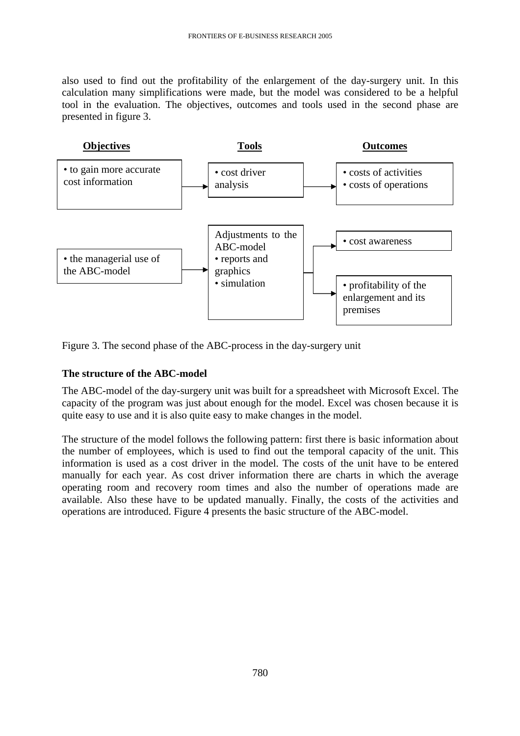also used to find out the profitability of the enlargement of the day-surgery unit. In this calculation many simplifications were made, but the model was considered to be a helpful tool in the evaluation. The objectives, outcomes and tools used in the second phase are presented in figure 3.

| Objectives | Tools | Outcomes |
| --- | --- | --- |
| • to gain more accurate cost information | • cost driver analysis | • costs of activities<br>• costs of operations |
| • the managerial use of the ABC-model | Adjustments to the ABC-model<br>• reports and graphics<br>• simulation | • cost awareness<br>• profitability of the enlargement and its premises |

Figure 3. The second phase of the ABC-process in the day-surgery unit

**The structure of the ABC-model**

The ABC-model of the day-surgery unit was built for a spreadsheet with Microsoft Excel. The capacity of the program was just about enough for the model. Excel was chosen because it is quite easy to use and it is also quite easy to make changes in the model.

The structure of the model follows the following pattern: first there is basic information about the number of employees, which is used to find out the temporal capacity of the unit. This information is used as a cost driver in the model. The costs of the unit have to be entered manually for each year. As cost driver information there are charts in which the average operating room and recovery room times and also the number of operations made are available. Also these have to be updated manually. Finally, the costs of the activities and operations are introduced. Figure 4 presents the basic structure of the ABC-model.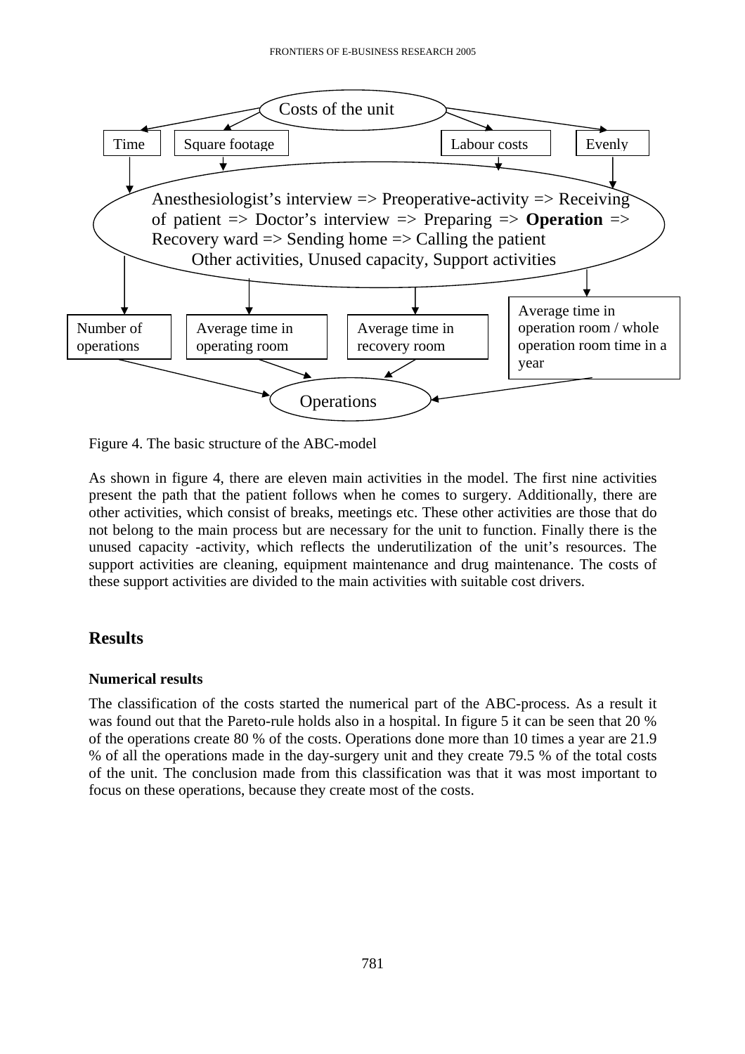Costs of the unit

Time | Square footage | Labour costs | Evenly

Anesthesiologist's interview => Preoperative-activity => Receiving of patient => Doctor's interview => Preparing => **Operation** => Recovery ward => Sending home => Calling the patient

Other activities, Unused capacity, Support activities

Number of operations | Average time in operating room | Average time in recovery room | Average time in operation room / whole operation room time in a year

Operations

Figure 4. The basic structure of the ABC-model

As shown in figure 4, there are eleven main activities in the model. The first nine activities present the path that the patient follows when he comes to surgery. Additionally, there are other activities, which consist of breaks, meetings etc. These other activities are those that do not belong to the main process but are necessary for the unit to function. Finally there is the unused capacity -activity, which reflects the underutilization of the unit's resources. The support activities are cleaning, equipment maintenance and drug maintenance. The costs of these support activities are divided to the main activities with suitable cost drivers.

## Results

### Numerical results

The classification of the costs started the numerical part of the ABC-process. As a result it was found out that the Pareto-rule holds also in a hospital. In figure 5 it can be seen that 20 % of the operations create 80 % of the costs. Operations done more than 10 times a year are 21.9 % of all the operations made in the day-surgery unit and they create 79.5 % of the total costs of the unit. The conclusion made from this classification was that it was most important to focus on these operations, because they create most of the costs.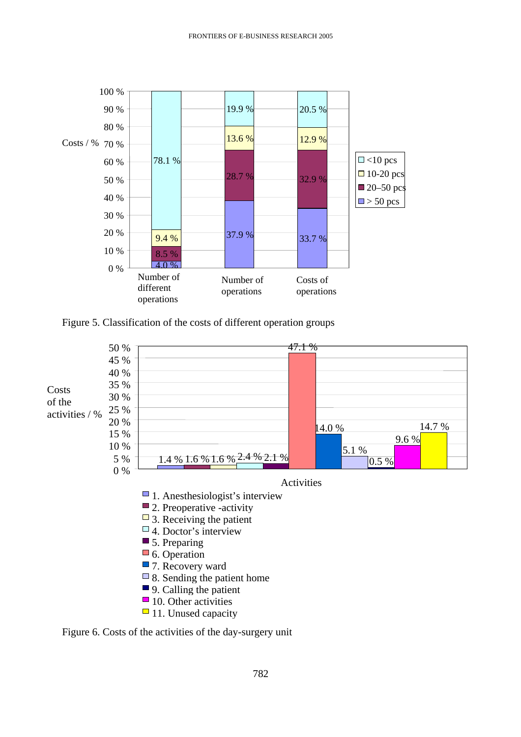Figure 5. Classification of the costs of different operation groups

Figure 6. Costs of the activities of the day-surgery unit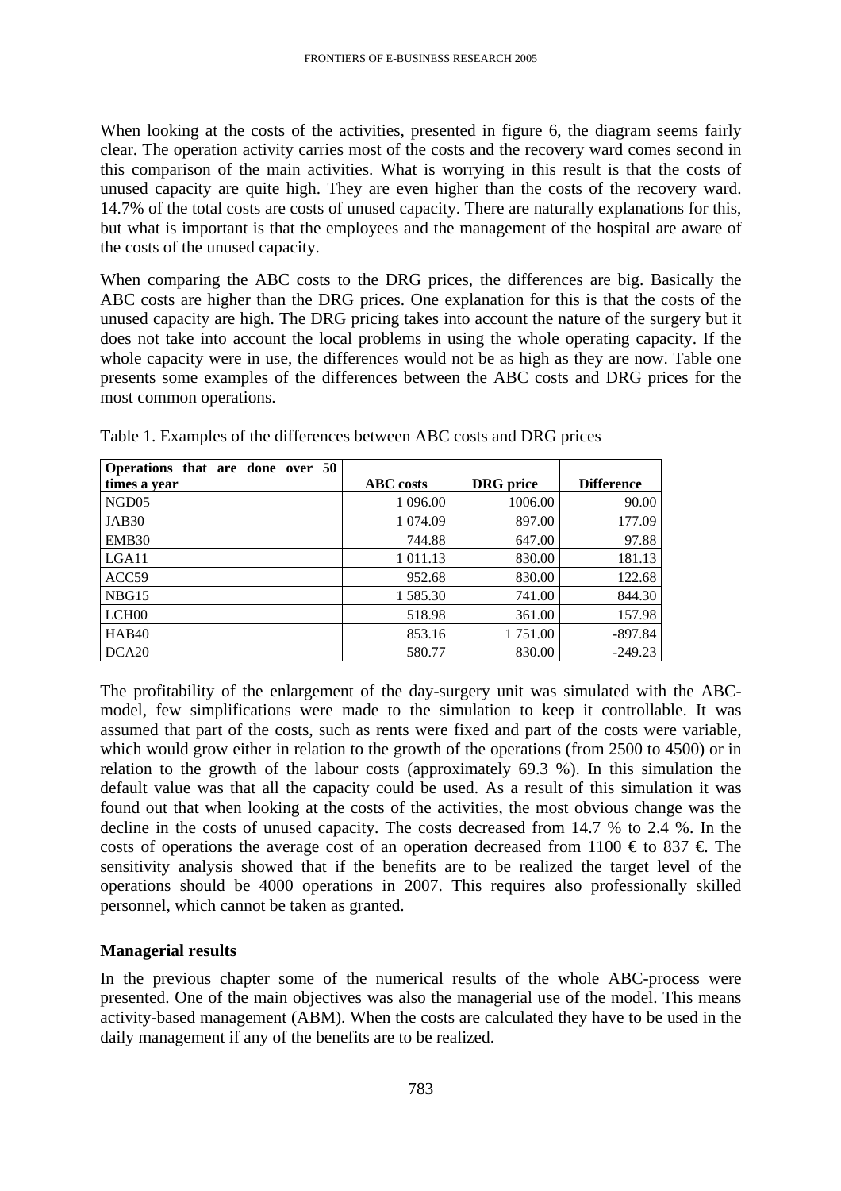When looking at the costs of the activities, presented in figure 6, the diagram seems fairly clear. The operation activity carries most of the costs and the recovery ward comes second in this comparison of the main activities. What is worrying in this result is that the costs of unused capacity are quite high. They are even higher than the costs of the recovery ward. 14.7% of the total costs are costs of unused capacity. There are naturally explanations for this, but what is important is that the employees and the management of the hospital are aware of the costs of the unused capacity.

When comparing the ABC costs to the DRG prices, the differences are big. Basically the ABC costs are higher than the DRG prices. One explanation for this is that the costs of the unused capacity are high. The DRG pricing takes into account the nature of the surgery but it does not take into account the local problems in using the whole operating capacity. If the whole capacity were in use, the differences would not be as high as they are now. Table one presents some examples of the differences between the ABC costs and DRG prices for the most common operations.

Table 1. Examples of the differences between ABC costs and DRG prices

| Operations that are done over 50 times a year | ABC costs | DRG price | Difference |
|---|---|---|---|
| NGD05 | 1 096.00 | 1006.00 | 90.00 |
| JAB30 | 1 074.09 | 897.00 | 177.09 |
| EMB30 | 744.88 | 647.00 | 97.88 |
| LGA11 | 1 011.13 | 830.00 | 181.13 |
| ACC59 | 952.68 | 830.00 | 122.68 |
| NBG15 | 1 585.30 | 741.00 | 844.30 |
| LCH00 | 518.98 | 361.00 | 157.98 |
| HAB40 | 853.16 | 1 751.00 | -897.84 |
| DCA20 | 580.77 | 830.00 | -249.23 |

The profitability of the enlargement of the day-surgery unit was simulated with the ABC-model, few simplifications were made to the simulation to keep it controllable. It was assumed that part of the costs, such as rents were fixed and part of the costs were variable, which would grow either in relation to the growth of the operations (from 2500 to 4500) or in relation to the growth of the labour costs (approximately 69.3 %). In this simulation the default value was that all the capacity could be used. As a result of this simulation it was found out that when looking at the costs of the activities, the most obvious change was the decline in the costs of unused capacity. The costs decreased from 14.7 % to 2.4 %. In the costs of operations the average cost of an operation decreased from 1100 € to 837 €. The sensitivity analysis showed that if the benefits are to be realized the target level of the operations should be 4000 operations in 2007. This requires also professionally skilled personnel, which cannot be taken as granted.

### Managerial results

In the previous chapter some of the numerical results of the whole ABC-process were presented. One of the main objectives was also the managerial use of the model. This means activity-based management (ABM). When the costs are calculated they have to be used in the daily management if any of the benefits are to be realized.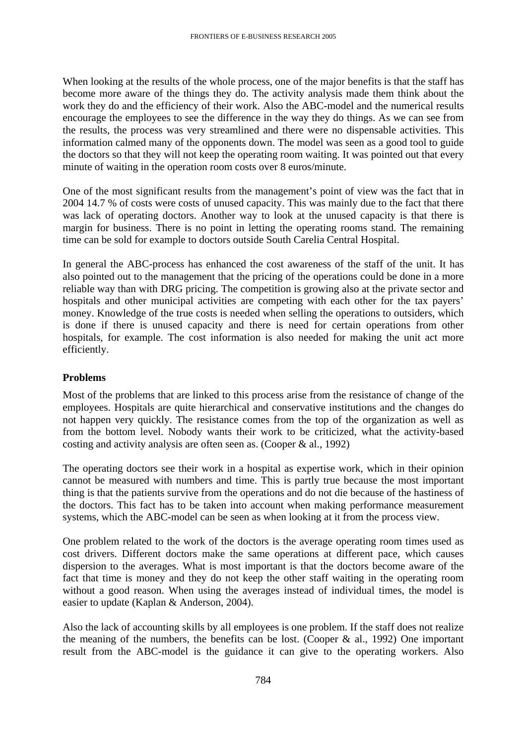When looking at the results of the whole process, one of the major benefits is that the staff has become more aware of the things they do. The activity analysis made them think about the work they do and the efficiency of their work. Also the ABC-model and the numerical results encourage the employees to see the difference in the way they do things. As we can see from the results, the process was very streamlined and there were no dispensable activities. This information calmed many of the opponents down. The model was seen as a good tool to guide the doctors so that they will not keep the operating room waiting. It was pointed out that every minute of waiting in the operation room costs over 8 euros/minute.

One of the most significant results from the management's point of view was the fact that in 2004 14.7 % of costs were costs of unused capacity. This was mainly due to the fact that there was lack of operating doctors. Another way to look at the unused capacity is that there is margin for business. There is no point in letting the operating rooms stand. The remaining time can be sold for example to doctors outside South Carelia Central Hospital.

In general the ABC-process has enhanced the cost awareness of the staff of the unit. It has also pointed out to the management that the pricing of the operations could be done in a more reliable way than with DRG pricing. The competition is growing also at the private sector and hospitals and other municipal activities are competing with each other for the tax payers' money. Knowledge of the true costs is needed when selling the operations to outsiders, which is done if there is unused capacity and there is need for certain operations from other hospitals, for example. The cost information is also needed for making the unit act more efficiently.

### Problems

Most of the problems that are linked to this process arise from the resistance of change of the employees. Hospitals are quite hierarchical and conservative institutions and the changes do not happen very quickly. The resistance comes from the top of the organization as well as from the bottom level. Nobody wants their work to be criticized, what the activity-based costing and activity analysis are often seen as. (Cooper & al., 1992)

The operating doctors see their work in a hospital as expertise work, which in their opinion cannot be measured with numbers and time. This is partly true because the most important thing is that the patients survive from the operations and do not die because of the hastiness of the doctors. This fact has to be taken into account when making performance measurement systems, which the ABC-model can be seen as when looking at it from the process view.

One problem related to the work of the doctors is the average operating room times used as cost drivers. Different doctors make the same operations at different pace, which causes dispersion to the averages. What is most important is that the doctors become aware of the fact that time is money and they do not keep the other staff waiting in the operating room without a good reason. When using the averages instead of individual times, the model is easier to update (Kaplan & Anderson, 2004).

Also the lack of accounting skills by all employees is one problem. If the staff does not realize the meaning of the numbers, the benefits can be lost. (Cooper & al., 1992) One important result from the ABC-model is the guidance it can give to the operating workers. Also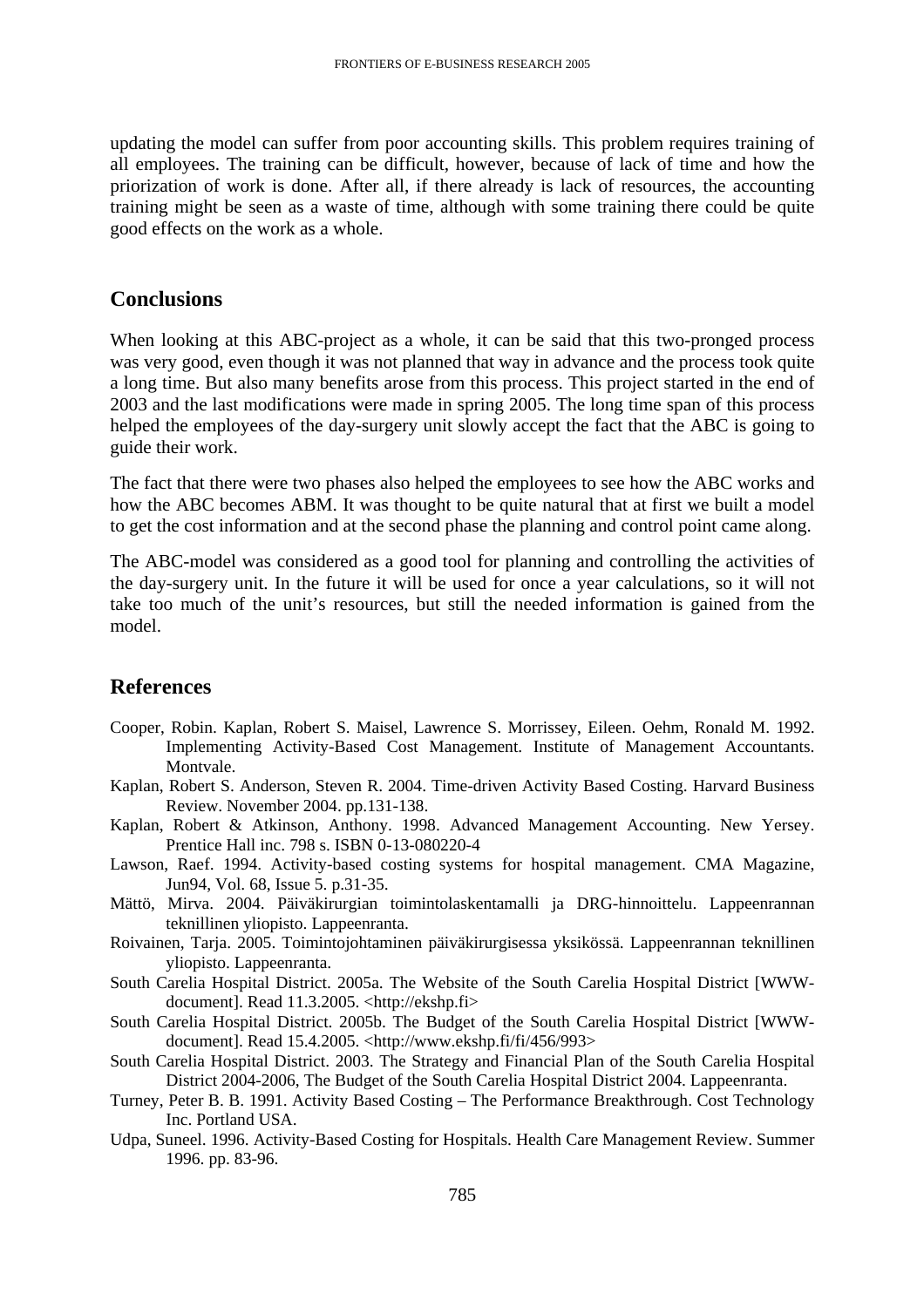updating the model can suffer from poor accounting skills. This problem requires training of all employees. The training can be difficult, however, because of lack of time and how the priorization of work is done. After all, if there already is lack of resources, the accounting training might be seen as a waste of time, although with some training there could be quite good effects on the work as a whole.

## Conclusions

When looking at this ABC-project as a whole, it can be said that this two-pronged process was very good, even though it was not planned that way in advance and the process took quite a long time. But also many benefits arose from this process. This project started in the end of 2003 and the last modifications were made in spring 2005. The long time span of this process helped the employees of the day-surgery unit slowly accept the fact that the ABC is going to guide their work.

The fact that there were two phases also helped the employees to see how the ABC works and how the ABC becomes ABM. It was thought to be quite natural that at first we built a model to get the cost information and at the second phase the planning and control point came along.

The ABC-model was considered as a good tool for planning and controlling the activities of the day-surgery unit. In the future it will be used for once a year calculations, so it will not take too much of the unit's resources, but still the needed information is gained from the model.

## References

Cooper, Robin. Kaplan, Robert S. Maisel, Lawrence S. Morrissey, Eileen. Oehm, Ronald M. 1992. Implementing Activity-Based Cost Management. Institute of Management Accountants. Montvale.

Kaplan, Robert S. Anderson, Steven R. 2004. Time-driven Activity Based Costing. Harvard Business Review. November 2004. pp.131-138.

Kaplan, Robert & Atkinson, Anthony. 1998. Advanced Management Accounting. New Yersey. Prentice Hall inc. 798 s. ISBN 0-13-080220-4

Lawson, Raef. 1994. Activity-based costing systems for hospital management. CMA Magazine, Jun94, Vol. 68, Issue 5. p.31-35.

Mättö, Mirva. 2004. Päiväkirurgian toimintolaskentamalli ja DRG-hinnoittelu. Lappeenrannan teknillinen yliopisto. Lappeenranta.

Roivainen, Tarja. 2005. Toimintojohtaminen päiväkirurgisessa yksikössä. Lappeenrannan teknillinen yliopisto. Lappeenranta.

South Carelia Hospital District. 2005a. The Website of the South Carelia Hospital District [WWW-document]. Read 11.3.2005. <http://ekshp.fi>

South Carelia Hospital District. 2005b. The Budget of the South Carelia Hospital District [WWW-document]. Read 15.4.2005. <http://www.ekshp.fi/fi/456/993>

South Carelia Hospital District. 2003. The Strategy and Financial Plan of the South Carelia Hospital District 2004-2006, The Budget of the South Carelia Hospital District 2004. Lappeenranta.

Turney, Peter B. B. 1991. Activity Based Costing – The Performance Breakthrough. Cost Technology Inc. Portland USA.

Udpa, Suneel. 1996. Activity-Based Costing for Hospitals. Health Care Management Review. Summer 1996. pp. 83-96.